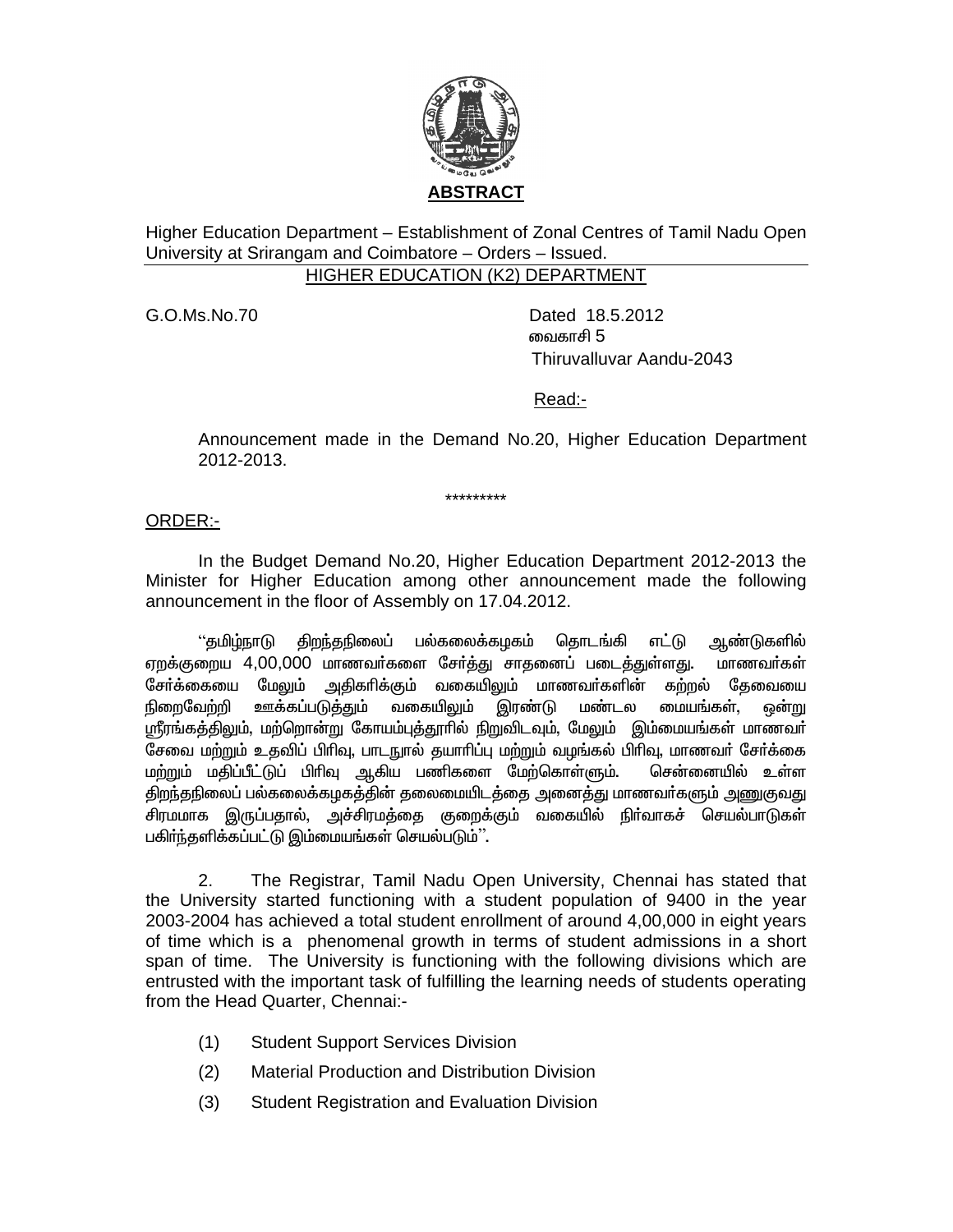**ABSTRACT**

Higher Education Department – Establishment of Zonal Centres of Tamil Nadu Open University at Srirangam and Coimbatore – Orders – Issued.

HIGHER EDUCATION (K2) DEPARTMENT

G.O.Ms.No.70 Dated 18.5.2012
வைகாசி 5
Thiruvalluvar Aandu-2043

Read:-

Announcement made in the Demand No.20, Higher Education Department 2012-2013.

\*\*\*\*\*\*\*\*\*

ORDER:-

In the Budget Demand No.20, Higher Education Department 2012-2013 the Minister for Higher Education among other announcement made the following announcement in the floor of Assembly on 17.04.2012.

''தமிழ்நாடு திறந்தநிலைப் பல்கலைக்கழகம் தொடங்கி எட்டு ஆண்டுகளில் ஏறக்குறைய 4,00,000 மாணவர்களை சேர்த்து சாதனைப் படைத்துள்ளது. மாணவர்கள் சேர்க்கையை மேலும் அதிகரிக்கும் வகையிலும் மாணவர்களின் கற்றல் தேவையை நிறைவேற்றி ஊக்கப்படுத்தும் வகையிலும் இரண்டு மண்டல மையங்கள், ஒன்று ஸ்ரீரங்கத்திலும், மற்றொன்று கோயம்புத்தூரில் நிறுவிடவும், மேலும் இம்மையங்கள் மாணவர் சேவை மற்றும் உதவிப் பிரிவு, பாடநூல் தயாரிப்பு மற்றும் வழங்கல் பிரிவு, மாணவர் சேர்க்கை மற்றும் மதிப்பீட்டுப் பிரிவு ஆகிய பணிகளை மேற்கொள்ளும். சென்னையில் உள்ள திறந்தநிலைப் பல்கலைக்கழகத்தின் தலைமையிடத்தை அனைத்து மாணவர்களும் அணுகுவது சிரமமாக இருப்பதால், அச்சிரமத்தை குறைக்கும் வகையில் நிர்வாகச் செயல்பாடுகள் பகிர்ந்தளிக்கப்பட்டு இம்மையங்கள் செயல்படும்''.

2. The Registrar, Tamil Nadu Open University, Chennai has stated that the University started functioning with a student population of 9400 in the year 2003-2004 has achieved a total student enrollment of around 4,00,000 in eight years of time which is a phenomenal growth in terms of student admissions in a short span of time. The University is functioning with the following divisions which are entrusted with the important task of fulfilling the learning needs of students operating from the Head Quarter, Chennai:-

(1) Student Support Services Division

(2) Material Production and Distribution Division

(3) Student Registration and Evaluation Division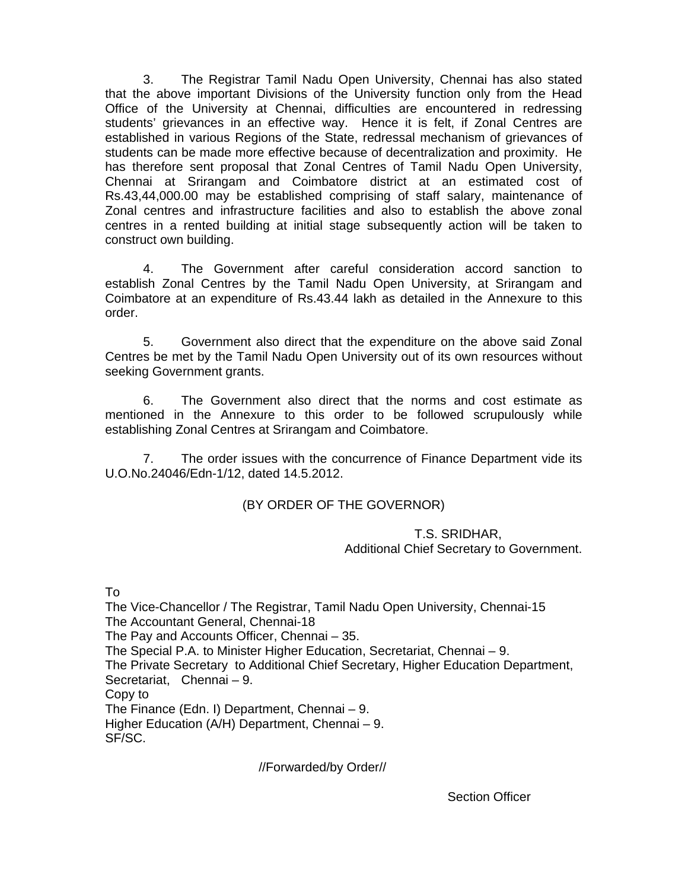3. The Registrar Tamil Nadu Open University, Chennai has also stated that the above important Divisions of the University function only from the Head Office of the University at Chennai, difficulties are encountered in redressing students' grievances in an effective way. Hence it is felt, if Zonal Centres are established in various Regions of the State, redressal mechanism of grievances of students can be made more effective because of decentralization and proximity. He has therefore sent proposal that Zonal Centres of Tamil Nadu Open University, Chennai at Srirangam and Coimbatore district at an estimated cost of Rs.43,44,000.00 may be established comprising of staff salary, maintenance of Zonal centres and infrastructure facilities and also to establish the above zonal centres in a rented building at initial stage subsequently action will be taken to construct own building.

4. The Government after careful consideration accord sanction to establish Zonal Centres by the Tamil Nadu Open University, at Srirangam and Coimbatore at an expenditure of Rs.43.44 lakh as detailed in the Annexure to this order.

5. Government also direct that the expenditure on the above said Zonal Centres be met by the Tamil Nadu Open University out of its own resources without seeking Government grants.

6. The Government also direct that the norms and cost estimate as mentioned in the Annexure to this order to be followed scrupulously while establishing Zonal Centres at Srirangam and Coimbatore.

7. The order issues with the concurrence of Finance Department vide its U.O.No.24046/Edn-1/12, dated 14.5.2012.

(BY ORDER OF THE GOVERNOR)

T.S. SRIDHAR,
Additional Chief Secretary to Government.

To
The Vice-Chancellor / The Registrar, Tamil Nadu Open University, Chennai-15
The Accountant General, Chennai-18
The Pay and Accounts Officer, Chennai – 35.
The Special P.A. to Minister Higher Education, Secretariat, Chennai – 9.
The Private Secretary to Additional Chief Secretary, Higher Education Department, Secretariat, Chennai – 9.
Copy to
The Finance (Edn. I) Department, Chennai – 9.
Higher Education (A/H) Department, Chennai – 9.
SF/SC.

//Forwarded/by Order//

Section Officer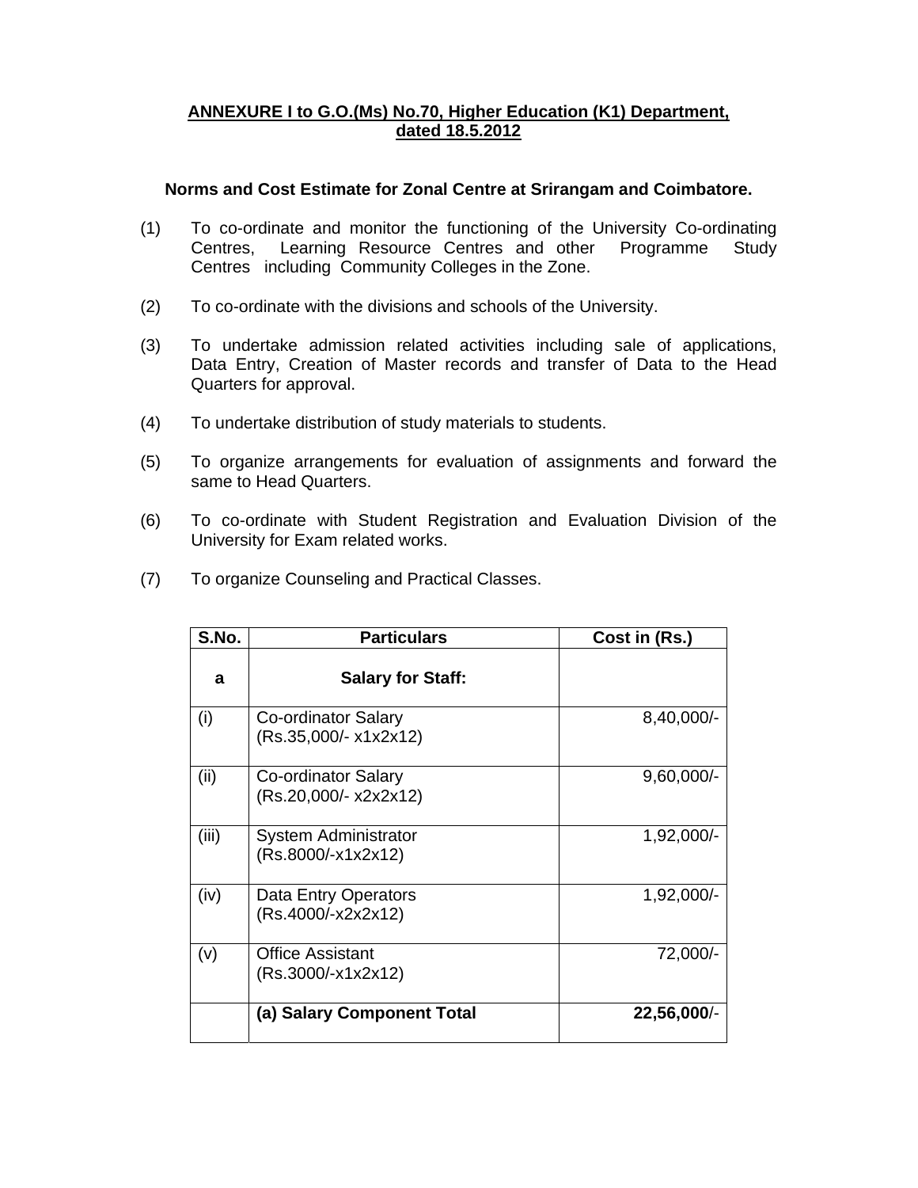**ANNEXURE I to G.O.(Ms) No.70, Higher Education (K1) Department, dated 18.5.2012**

**Norms and Cost Estimate for Zonal Centre at Srirangam and Coimbatore.**

(1) To co-ordinate and monitor the functioning of the University Co-ordinating Centres, Learning Resource Centres and other Programme Study Centres including Community Colleges in the Zone.

(2) To co-ordinate with the divisions and schools of the University.

(3) To undertake admission related activities including sale of applications, Data Entry, Creation of Master records and transfer of Data to the Head Quarters for approval.

(4) To undertake distribution of study materials to students.

(5) To organize arrangements for evaluation of assignments and forward the same to Head Quarters.

(6) To co-ordinate with Student Registration and Evaluation Division of the University for Exam related works.

(7) To organize Counseling and Practical Classes.

| S.No. | Particulars | Cost in (Rs.) |
|---|---|---|
| **a** | **Salary for Staff:** | |
| (i) | Co-ordinator Salary (Rs.35,000/- x1x2x12) | 8,40,000/- |
| (ii) | Co-ordinator Salary (Rs.20,000/- x2x2x12) | 9,60,000/- |
| (iii) | System Administrator (Rs.8000/-x1x2x12) | 1,92,000/- |
| (iv) | Data Entry Operators (Rs.4000/-x2x2x12) | 1,92,000/- |
| (v) | Office Assistant (Rs.3000/-x1x2x12) | 72,000/- |
| | **(a) Salary Component Total** | **22,56,000**/- |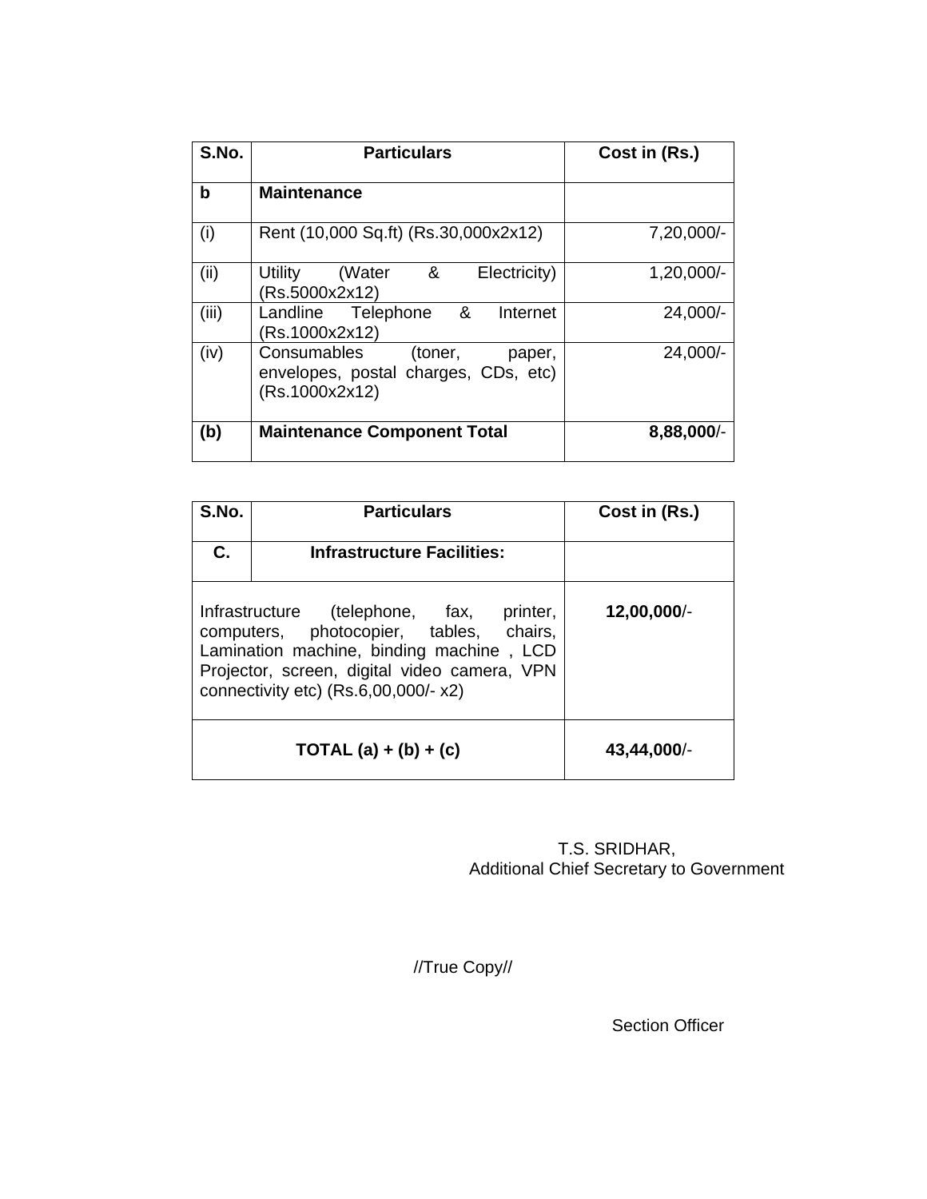| S.No. | Particulars | Cost in (Rs.) |
|---|---|---|
| **b** | **Maintenance** | |
| (i) | Rent (10,000 Sq.ft) (Rs.30,000x2x12) | 7,20,000/- |
| (ii) | Utility (Water & Electricity) (Rs.5000x2x12) | 1,20,000/- |
| (iii) | Landline Telephone & Internet (Rs.1000x2x12) | 24,000/- |
| (iv) | Consumables (toner, paper, envelopes, postal charges, CDs, etc) (Rs.1000x2x12) | 24,000/- |
| **(b)** | **Maintenance Component Total** | **8,88,000**/- |

| S.No. | Particulars | Cost in (Rs.) |
|---|---|---|
| **C.** | **Infrastructure Facilities:** | |
| Infrastructure (telephone, fax, printer, computers, photocopier, tables, chairs, Lamination machine, binding machine , LCD Projector, screen, digital video camera, VPN connectivity etc) (Rs.6,00,000/- x2) | | **12,00,000**/- |
| **TOTAL (a) + (b) + (c)** | | **43,44,000**/- |

T.S. SRIDHAR,
Additional Chief Secretary to Government

//True Copy//

Section Officer